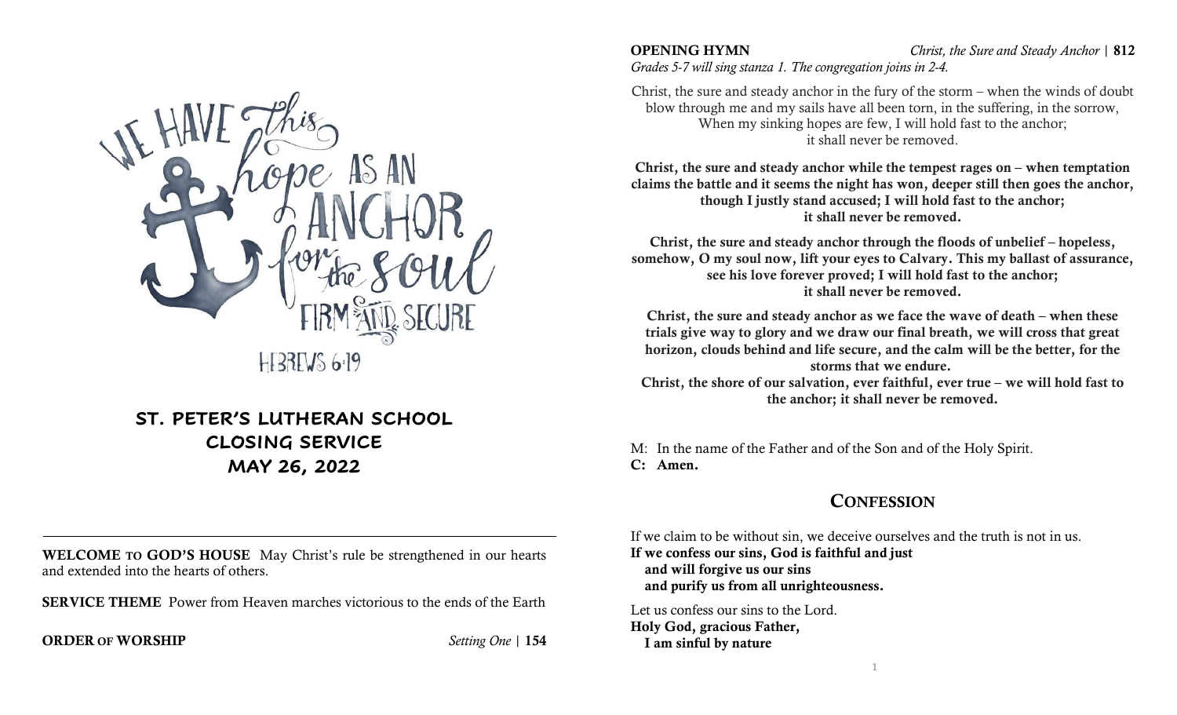WE HAVE this hope AS AN ANCHOR for the soul FIRM AND SECURE

HEBREWS 6:19

## ST. PETER'S LUTHERAN SCHOOL CLOSING SERVICE MAY 26, 2022

**WELCOME TO GOD'S HOUSE** May Christ's rule be strengthened in our hearts and extended into the hearts of others.

**SERVICE THEME** Power from Heaven marches victorious to the ends of the Earth

**ORDER OF WORSHIP** *Setting One* | **154**

**OPENING HYMN** *Christ, the Sure and Steady Anchor* | **812**

*Grades 5-7 will sing stanza 1. The congregation joins in 2-4.*

Christ, the sure and steady anchor in the fury of the storm – when the winds of doubt blow through me and my sails have all been torn, in the suffering, in the sorrow, When my sinking hopes are few, I will hold fast to the anchor; it shall never be removed.

**Christ, the sure and steady anchor while the tempest rages on – when temptation claims the battle and it seems the night has won, deeper still then goes the anchor, though I justly stand accused; I will hold fast to the anchor; it shall never be removed.**

**Christ, the sure and steady anchor through the floods of unbelief – hopeless, somehow, O my soul now, lift your eyes to Calvary. This my ballast of assurance, see his love forever proved; I will hold fast to the anchor; it shall never be removed.**

**Christ, the sure and steady anchor as we face the wave of death – when these trials give way to glory and we draw our final breath, we will cross that great horizon, clouds behind and life secure, and the calm will be the better, for the storms that we endure.**
**Christ, the shore of our salvation, ever faithful, ever true – we will hold fast to the anchor; it shall never be removed.**

M: In the name of the Father and of the Son and of the Holy Spirit.
**C: Amen.**

## CONFESSION

If we claim to be without sin, we deceive ourselves and the truth is not in us.
**If we confess our sins, God is faithful and just**
**and will forgive us our sins**
**and purify us from all unrighteousness.**

Let us confess our sins to the Lord.
**Holy God, gracious Father,**
**I am sinful by nature**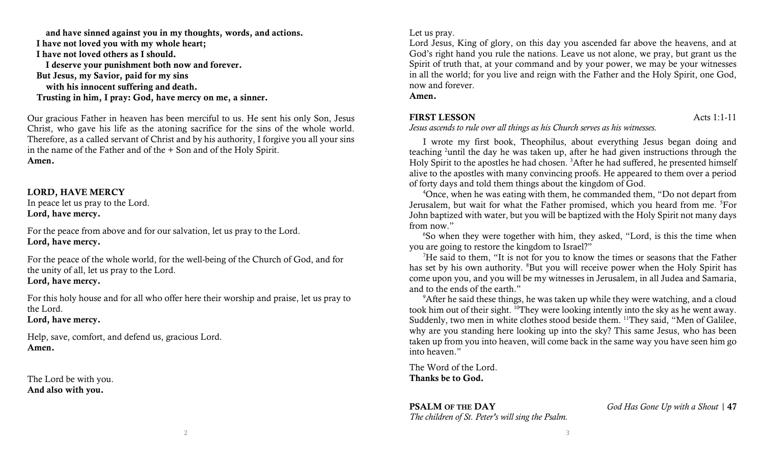**and have sinned against you in my thoughts, words, and actions.**
**I have not loved you with my whole heart;**
**I have not loved others as I should.**
**I deserve your punishment both now and forever.**
**But Jesus, my Savior, paid for my sins**
**with his innocent suffering and death.**
**Trusting in him, I pray: God, have mercy on me, a sinner.**

Our gracious Father in heaven has been merciful to us. He sent his only Son, Jesus Christ, who gave his life as the atoning sacrifice for the sins of the whole world. Therefore, as a called servant of Christ and by his authority, I forgive you all your sins in the name of the Father and of the + Son and of the Holy Spirit.
**Amen.**

## LORD, HAVE MERCY

In peace let us pray to the Lord.
**Lord, have mercy.**

For the peace from above and for our salvation, let us pray to the Lord.
**Lord, have mercy.**

For the peace of the whole world, for the well-being of the Church of God, and for the unity of all, let us pray to the Lord.
**Lord, have mercy.**

For this holy house and for all who offer here their worship and praise, let us pray to the Lord.
**Lord, have mercy.**

Help, save, comfort, and defend us, gracious Lord.
**Amen.**

The Lord be with you.
**And also with you.**

Let us pray.
Lord Jesus, King of glory, on this day you ascended far above the heavens, and at God's right hand you rule the nations. Leave us not alone, we pray, but grant us the Spirit of truth that, at your command and by your power, we may be your witnesses in all the world; for you live and reign with the Father and the Holy Spirit, one God, now and forever.
**Amen.**

## FIRST LESSON — Acts 1:1-11

*Jesus ascends to rule over all things as his Church serves as his witnesses.*

I wrote my first book, Theophilus, about everything Jesus began doing and teaching [2]until the day he was taken up, after he had given instructions through the Holy Spirit to the apostles he had chosen. [3]After he had suffered, he presented himself alive to the apostles with many convincing proofs. He appeared to them over a period of forty days and told them things about the kingdom of God.

[4]Once, when he was eating with them, he commanded them, "Do not depart from Jerusalem, but wait for what the Father promised, which you heard from me. [5]For John baptized with water, but you will be baptized with the Holy Spirit not many days from now."

[6]So when they were together with him, they asked, "Lord, is this the time when you are going to restore the kingdom to Israel?"

[7]He said to them, "It is not for you to know the times or seasons that the Father has set by his own authority. [8]But you will receive power when the Holy Spirit has come upon you, and you will be my witnesses in Jerusalem, in all Judea and Samaria, and to the ends of the earth."

[9]After he said these things, he was taken up while they were watching, and a cloud took him out of their sight. [10]They were looking intently into the sky as he went away. Suddenly, two men in white clothes stood beside them. [11]They said, "Men of Galilee, why are you standing here looking up into the sky? This same Jesus, who has been taken up from you into heaven, will come back in the same way you have seen him go into heaven."

The Word of the Lord.
**Thanks be to God.**

## PSALM OF THE DAY — *God Has Gone Up with a Shout* | **47**

*The children of St. Peter's will sing the Psalm.*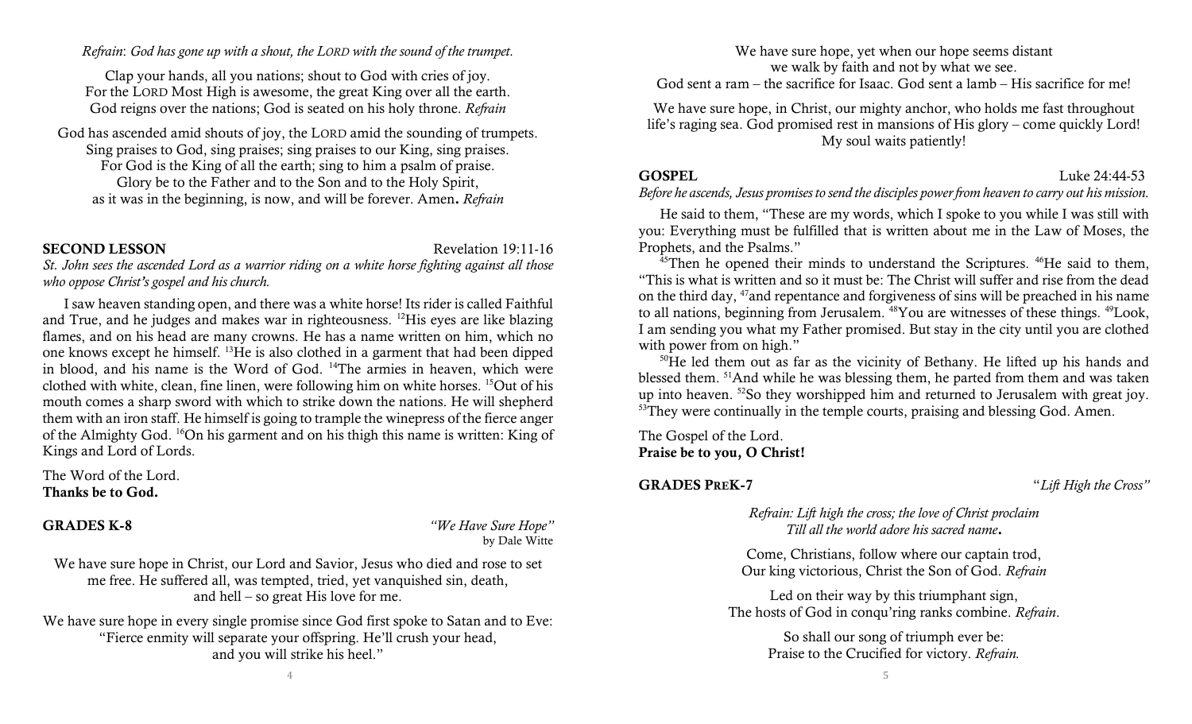*Refrain*: *God has gone up with a shout, the LORD with the sound of the trumpet.*

Clap your hands, all you nations; shout to God with cries of joy.
For the LORD Most High is awesome, the great King over all the earth.
God reigns over the nations; God is seated on his holy throne. *Refrain*

God has ascended amid shouts of joy, the LORD amid the sounding of trumpets.
Sing praises to God, sing praises; sing praises to our King, sing praises.
For God is the King of all the earth; sing to him a psalm of praise.
Glory be to the Father and to the Son and to the Holy Spirit,
as it was in the beginning, is now, and will be forever. Amen**.** *Refrain*

## SECOND LESSON — Revelation 19:11-16

*St. John sees the ascended Lord as a warrior riding on a white horse fighting against all those who oppose Christ's gospel and his church.*

I saw heaven standing open, and there was a white horse! Its rider is called Faithful and True, and he judges and makes war in righteousness. [12]His eyes are like blazing flames, and on his head are many crowns. He has a name written on him, which no one knows except he himself. [13]He is also clothed in a garment that had been dipped in blood, and his name is the Word of God. [14]The armies in heaven, which were clothed with white, clean, fine linen, were following him on white horses. [15]Out of his mouth comes a sharp sword with which to strike down the nations. He will shepherd them with an iron staff. He himself is going to trample the winepress of the fierce anger of the Almighty God. [16]On his garment and on his thigh this name is written: King of Kings and Lord of Lords.

The Word of the Lord.
**Thanks be to God.**

## GRADES K-8 — *"We Have Sure Hope"* by Dale Witte

We have sure hope in Christ, our Lord and Savior, Jesus who died and rose to set me free. He suffered all, was tempted, tried, yet vanquished sin, death, and hell – so great His love for me.

We have sure hope in every single promise since God first spoke to Satan and to Eve: "Fierce enmity will separate your offspring. He'll crush your head, and you will strike his heel."

We have sure hope, yet when our hope seems distant
we walk by faith and not by what we see.
God sent a ram – the sacrifice for Isaac. God sent a lamb – His sacrifice for me!

We have sure hope, in Christ, our mighty anchor, who holds me fast throughout life's raging sea. God promised rest in mansions of His glory – come quickly Lord! My soul waits patiently!

## GOSPEL — Luke 24:44-53

*Before he ascends, Jesus promises to send the disciples power from heaven to carry out his mission.*

He said to them, "These are my words, which I spoke to you while I was still with you: Everything must be fulfilled that is written about me in the Law of Moses, the Prophets, and the Psalms."

[45]Then he opened their minds to understand the Scriptures. [46]He said to them, "This is what is written and so it must be: The Christ will suffer and rise from the dead on the third day, [47]and repentance and forgiveness of sins will be preached in his name to all nations, beginning from Jerusalem. [48]You are witnesses of these things. [49]Look, I am sending you what my Father promised. But stay in the city until you are clothed with power from on high."

[50]He led them out as far as the vicinity of Bethany. He lifted up his hands and blessed them. [51]And while he was blessing them, he parted from them and was taken up into heaven. [52]So they worshipped him and returned to Jerusalem with great joy. [53]They were continually in the temple courts, praising and blessing God. Amen.

The Gospel of the Lord.
**Praise be to you, O Christ!**

## GRADES PREK-7 — "*Lift High the Cross"*

*Refrain: Lift high the cross; the love of Christ proclaim*
*Till all the world adore his sacred name*.

Come, Christians, follow where our captain trod,
Our king victorious, Christ the Son of God. *Refrain*

Led on their way by this triumphant sign,
The hosts of God in conqu'ring ranks combine. *Refrain*.

So shall our song of triumph ever be:
Praise to the Crucified for victory. *Refrain.*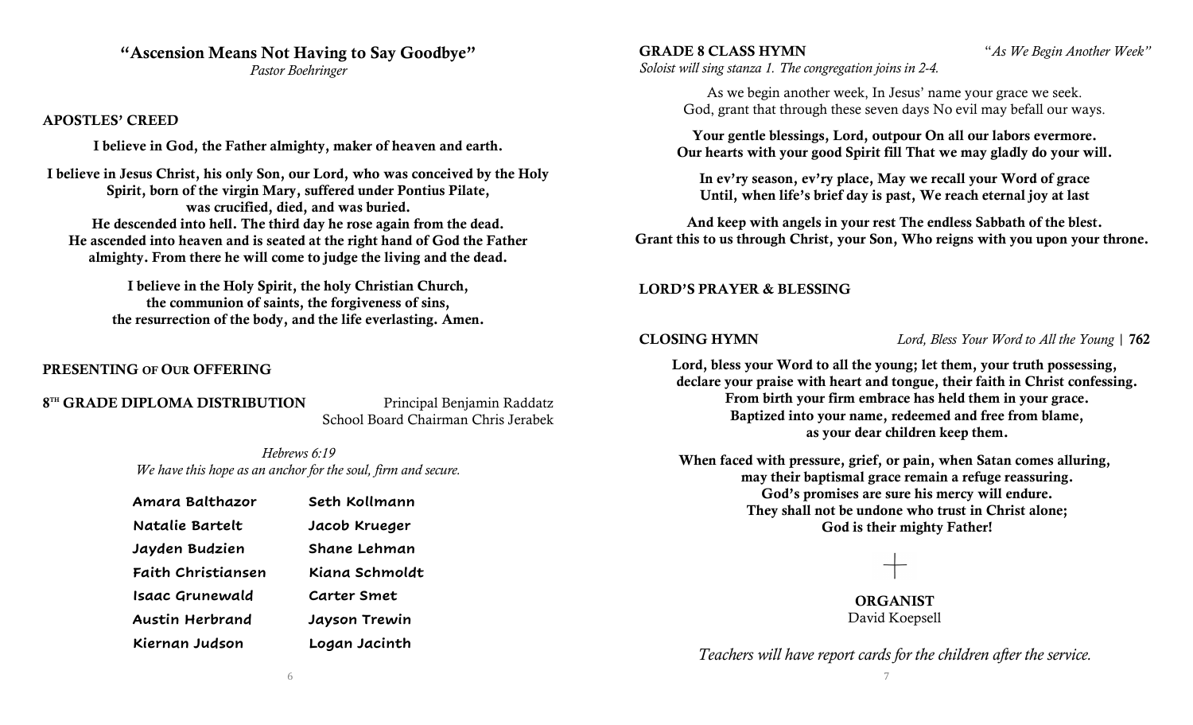## "Ascension Means Not Having to Say Goodbye"

*Pastor Boehringer*

### APOSTLES' CREED

**I believe in God, the Father almighty, maker of heaven and earth.**

**I believe in Jesus Christ, his only Son, our Lord, who was conceived by the Holy Spirit, born of the virgin Mary, suffered under Pontius Pilate, was crucified, died, and was buried. He descended into hell. The third day he rose again from the dead. He ascended into heaven and is seated at the right hand of God the Father almighty. From there he will come to judge the living and the dead.**

**I believe in the Holy Spirit, the holy Christian Church, the communion of saints, the forgiveness of sins, the resurrection of the body, and the life everlasting. Amen.**

### PRESENTING OF OUR OFFERING

### 8TH GRADE DIPLOMA DISTRIBUTION

Principal Benjamin Raddatz
School Board Chairman Chris Jerabek

*Hebrews 6:19*
*We have this hope as an anchor for the soul, firm and secure.*

| | |
|---|---|
| Amara Balthazor | Seth Kollmann |
| Natalie Bartelt | Jacob Krueger |
| Jayden Budzien | Shane Lehman |
| Faith Christiansen | Kiana Schmoldt |
| Isaac Grunewald | Carter Smet |
| Austin Herbrand | Jayson Trewin |
| Kiernan Judson | Logan Jacinth |

### GRADE 8 CLASS HYMN

"*As We Begin Another Week*"

*Soloist will sing stanza 1. The congregation joins in 2-4.*

As we begin another week, In Jesus' name your grace we seek.
God, grant that through these seven days No evil may befall our ways.

**Your gentle blessings, Lord, outpour On all our labors evermore.**
**Our hearts with your good Spirit fill That we may gladly do your will.**

**In ev'ry season, ev'ry place, May we recall your Word of grace**
**Until, when life's brief day is past, We reach eternal joy at last**

**And keep with angels in your rest The endless Sabbath of the blest.**
**Grant this to us through Christ, your Son, Who reigns with you upon your throne.**

### LORD'S PRAYER & BLESSING

### CLOSING HYMN

*Lord, Bless Your Word to All the Young* | **762**

**Lord, bless your Word to all the young; let them, your truth possessing,**
**declare your praise with heart and tongue, their faith in Christ confessing.**
**From birth your firm embrace has held them in your grace.**
**Baptized into your name, redeemed and free from blame,**
**as your dear children keep them.**

**When faced with pressure, grief, or pain, when Satan comes alluring,**
**may their baptismal grace remain a refuge reassuring.**
**God's promises are sure his mercy will endure.**
**They shall not be undone who trust in Christ alone;**
**God is their mighty Father!**

**ORGANIST**
David Koepsell

*Teachers will have report cards for the children after the service.*